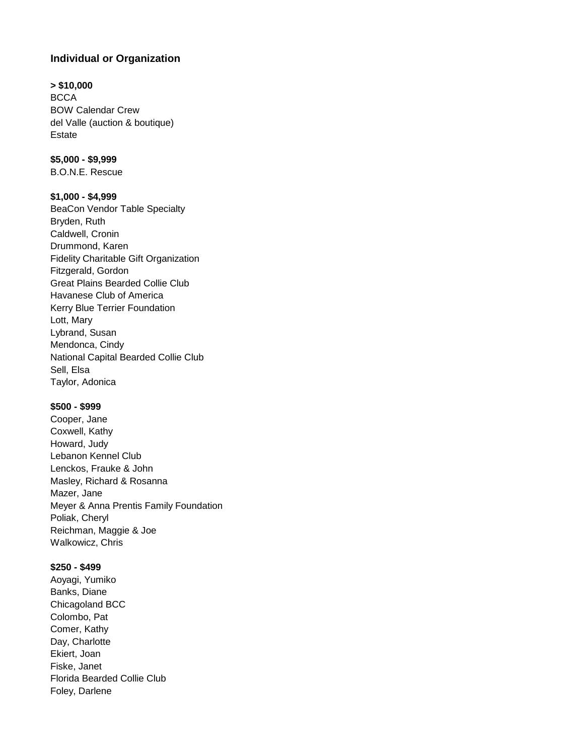### Individual or Organization

**> $10,000**
BCCA
BOW Calendar Crew
del Valle (auction & boutique)
Estate

**$5,000 - $9,999**
B.O.N.E. Rescue

**$1,000 - $4,999**
BeaCon Vendor Table Specialty
Bryden, Ruth
Caldwell, Cronin
Drummond, Karen
Fidelity Charitable Gift Organization
Fitzgerald, Gordon
Great Plains Bearded Collie Club
Havanese Club of America
Kerry Blue Terrier Foundation
Lott, Mary
Lybrand, Susan
Mendonca, Cindy
National Capital Bearded Collie Club
Sell, Elsa
Taylor, Adonica

**$500 - $999**
Cooper, Jane
Coxwell, Kathy
Howard, Judy
Lebanon Kennel Club
Lenckos, Frauke & John
Masley, Richard & Rosanna
Mazer, Jane
Meyer & Anna Prentis Family Foundation
Poliak, Cheryl
Reichman, Maggie & Joe
Walkowicz, Chris

**$250 - $499**
Aoyagi, Yumiko
Banks, Diane
Chicagoland BCC
Colombo, Pat
Comer, Kathy
Day, Charlotte
Ekiert, Joan
Fiske, Janet
Florida Bearded Collie Club
Foley, Darlene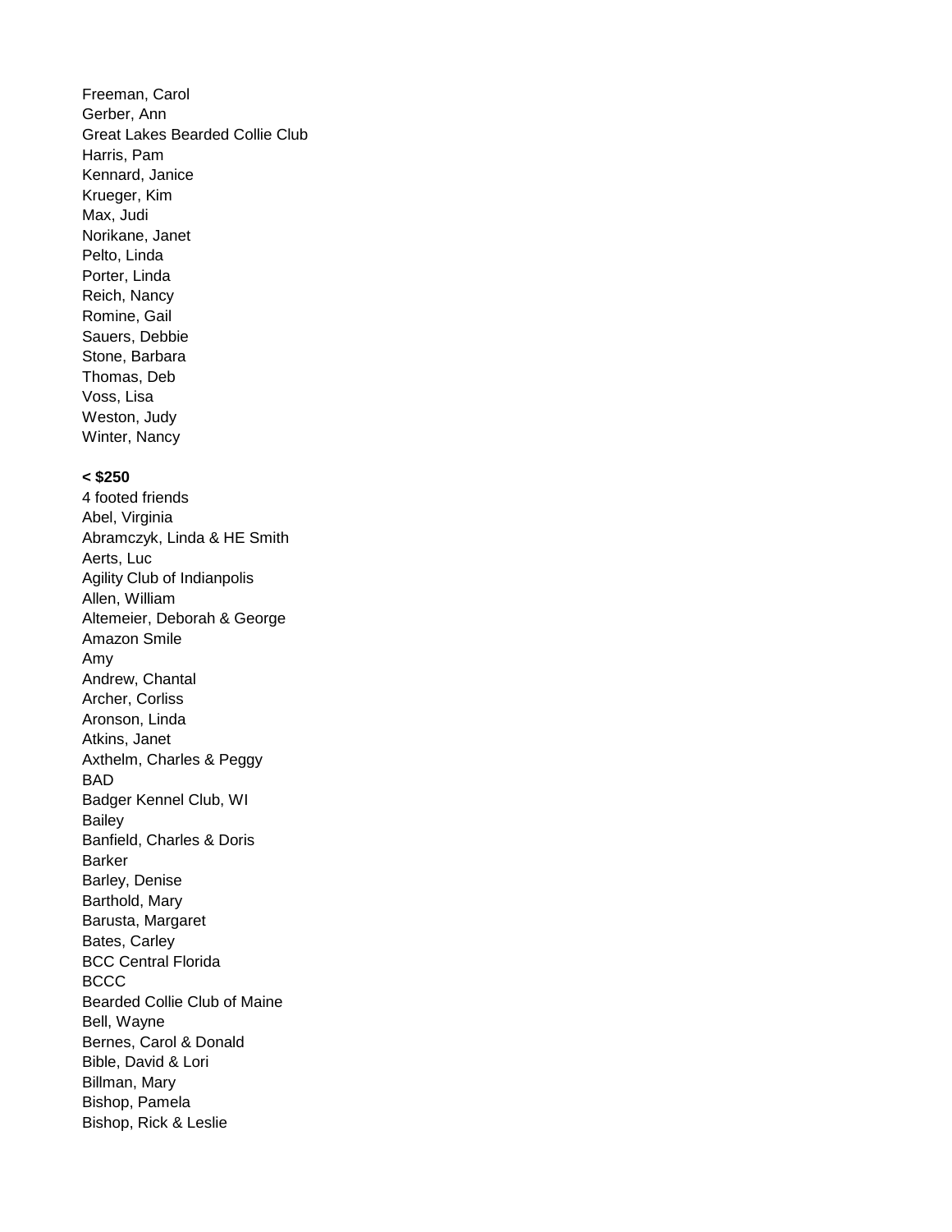Freeman, Carol
Gerber, Ann
Great Lakes Bearded Collie Club
Harris, Pam
Kennard, Janice
Krueger, Kim
Max, Judi
Norikane, Janet
Pelto, Linda
Porter, Linda
Reich, Nancy
Romine, Gail
Sauers, Debbie
Stone, Barbara
Thomas, Deb
Voss, Lisa
Weston, Judy
Winter, Nancy

**< $250**

4 footed friends
Abel, Virginia
Abramczyk, Linda & HE Smith
Aerts, Luc
Agility Club of Indianpolis
Allen, William
Altemeier, Deborah & George
Amazon Smile
Amy
Andrew, Chantal
Archer, Corliss
Aronson, Linda
Atkins, Janet
Axthelm, Charles & Peggy
BAD
Badger Kennel Club, WI
Bailey
Banfield, Charles & Doris
Barker
Barley, Denise
Barthold, Mary
Barusta, Margaret
Bates, Carley
BCC Central Florida
BCCC
Bearded Collie Club of Maine
Bell, Wayne
Bernes, Carol & Donald
Bible, David & Lori
Billman, Mary
Bishop, Pamela
Bishop, Rick & Leslie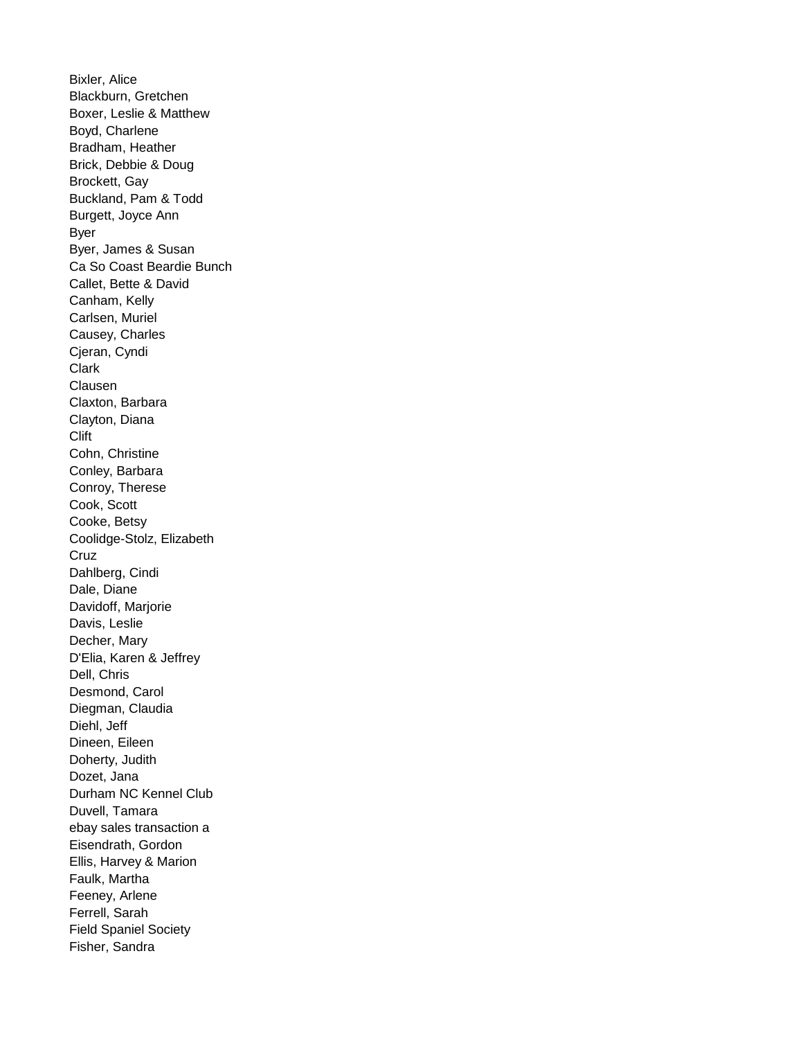Bixler, Alice
Blackburn, Gretchen
Boxer, Leslie & Matthew
Boyd, Charlene
Bradham, Heather
Brick, Debbie & Doug
Brockett, Gay
Buckland, Pam & Todd
Burgett, Joyce Ann
Byer
Byer, James & Susan
Ca So Coast Beardie Bunch
Callet, Bette & David
Canham, Kelly
Carlsen, Muriel
Causey, Charles
Cjeran, Cyndi
Clark
Clausen
Claxton, Barbara
Clayton, Diana
Clift
Cohn, Christine
Conley, Barbara
Conroy, Therese
Cook, Scott
Cooke, Betsy
Coolidge-Stolz, Elizabeth
Cruz
Dahlberg, Cindi
Dale, Diane
Davidoff, Marjorie
Davis, Leslie
Decher, Mary
D'Elia, Karen & Jeffrey
Dell, Chris
Desmond, Carol
Diegman, Claudia
Diehl, Jeff
Dineen, Eileen
Doherty, Judith
Dozet, Jana
Durham NC Kennel Club
Duvell, Tamara
ebay sales transaction a
Eisendrath, Gordon
Ellis, Harvey & Marion
Faulk, Martha
Feeney, Arlene
Ferrell, Sarah
Field Spaniel Society
Fisher, Sandra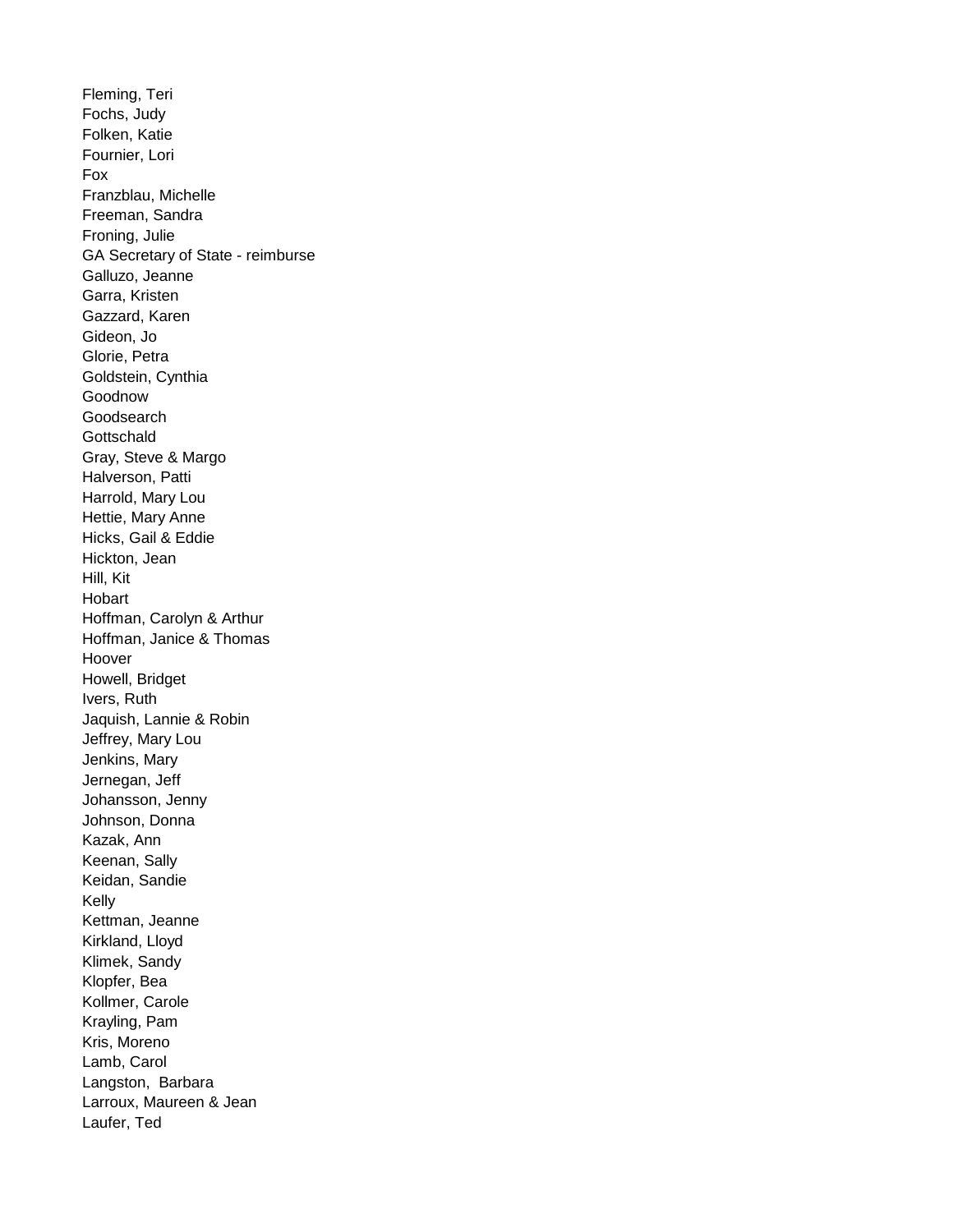Fleming, Teri
Fochs, Judy
Folken, Katie
Fournier, Lori
Fox
Franzblau, Michelle
Freeman, Sandra
Froning, Julie
GA Secretary of State - reimburse
Galluzo, Jeanne
Garra, Kristen
Gazzard, Karen
Gideon, Jo
Glorie, Petra
Goldstein, Cynthia
Goodnow
Goodsearch
Gottschald
Gray, Steve & Margo
Halverson, Patti
Harrold, Mary Lou
Hettie, Mary Anne
Hicks, Gail & Eddie
Hickton, Jean
Hill, Kit
Hobart
Hoffman, Carolyn & Arthur
Hoffman, Janice & Thomas
Hoover
Howell, Bridget
Ivers, Ruth
Jaquish, Lannie & Robin
Jeffrey, Mary Lou
Jenkins, Mary
Jernegan, Jeff
Johansson, Jenny
Johnson, Donna
Kazak, Ann
Keenan, Sally
Keidan, Sandie
Kelly
Kettman, Jeanne
Kirkland, Lloyd
Klimek, Sandy
Klopfer, Bea
Kollmer, Carole
Krayling, Pam
Kris, Moreno
Lamb, Carol
Langston, Barbara
Larroux, Maureen & Jean
Laufer, Ted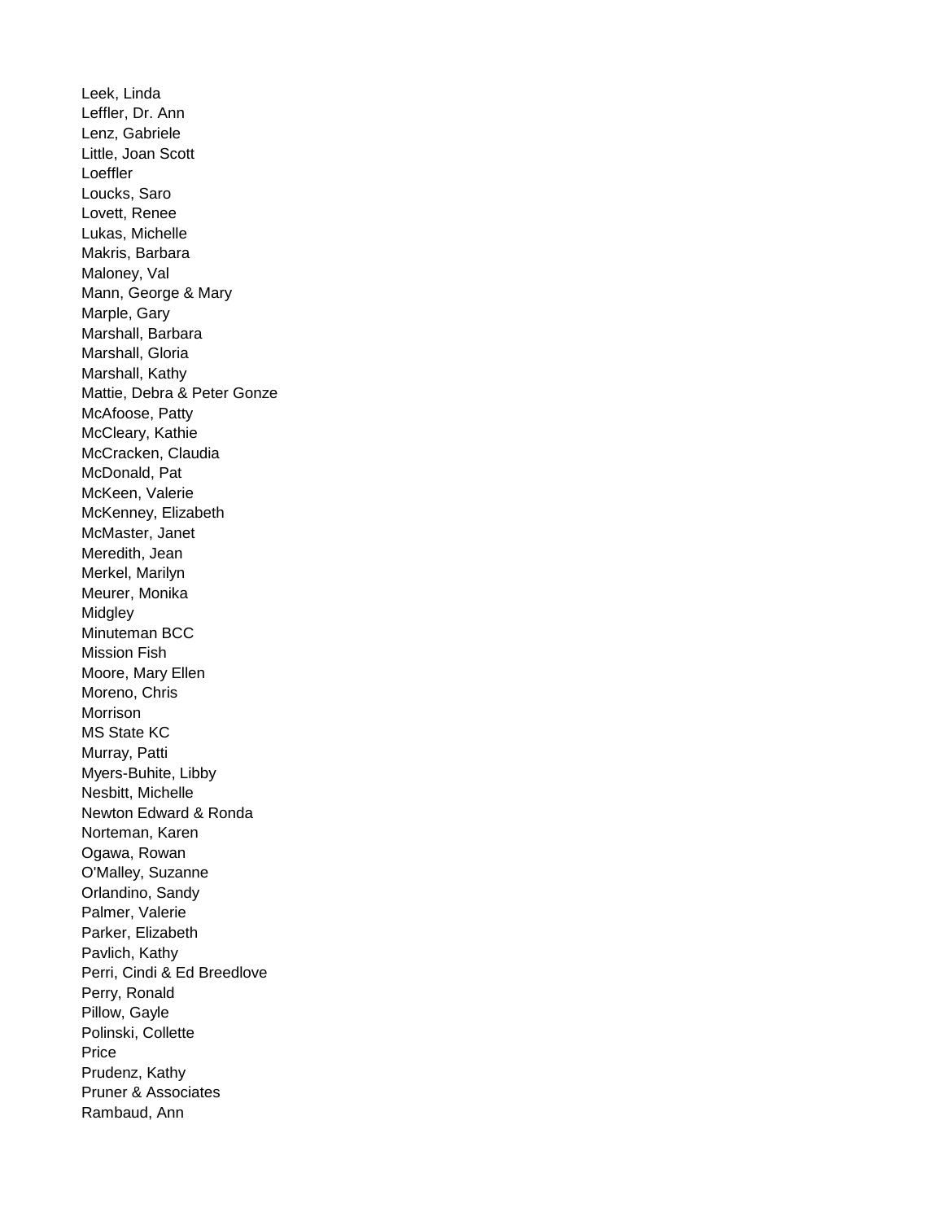Leek, Linda
Leffler, Dr. Ann
Lenz, Gabriele
Little, Joan Scott
Loeffler
Loucks, Saro
Lovett, Renee
Lukas, Michelle
Makris, Barbara
Maloney, Val
Mann, George & Mary
Marple, Gary
Marshall, Barbara
Marshall, Gloria
Marshall, Kathy
Mattie, Debra & Peter Gonze
McAfoose, Patty
McCleary, Kathie
McCracken, Claudia
McDonald, Pat
McKeen, Valerie
McKenney, Elizabeth
McMaster, Janet
Meredith, Jean
Merkel, Marilyn
Meurer, Monika
Midgley
Minuteman BCC
Mission Fish
Moore, Mary Ellen
Moreno, Chris
Morrison
MS State KC
Murray, Patti
Myers-Buhite, Libby
Nesbitt, Michelle
Newton Edward & Ronda
Norteman, Karen
Ogawa, Rowan
O'Malley, Suzanne
Orlandino, Sandy
Palmer, Valerie
Parker, Elizabeth
Pavlich, Kathy
Perri, Cindi & Ed Breedlove
Perry, Ronald
Pillow, Gayle
Polinski, Collette
Price
Prudenz, Kathy
Pruner & Associates
Rambaud, Ann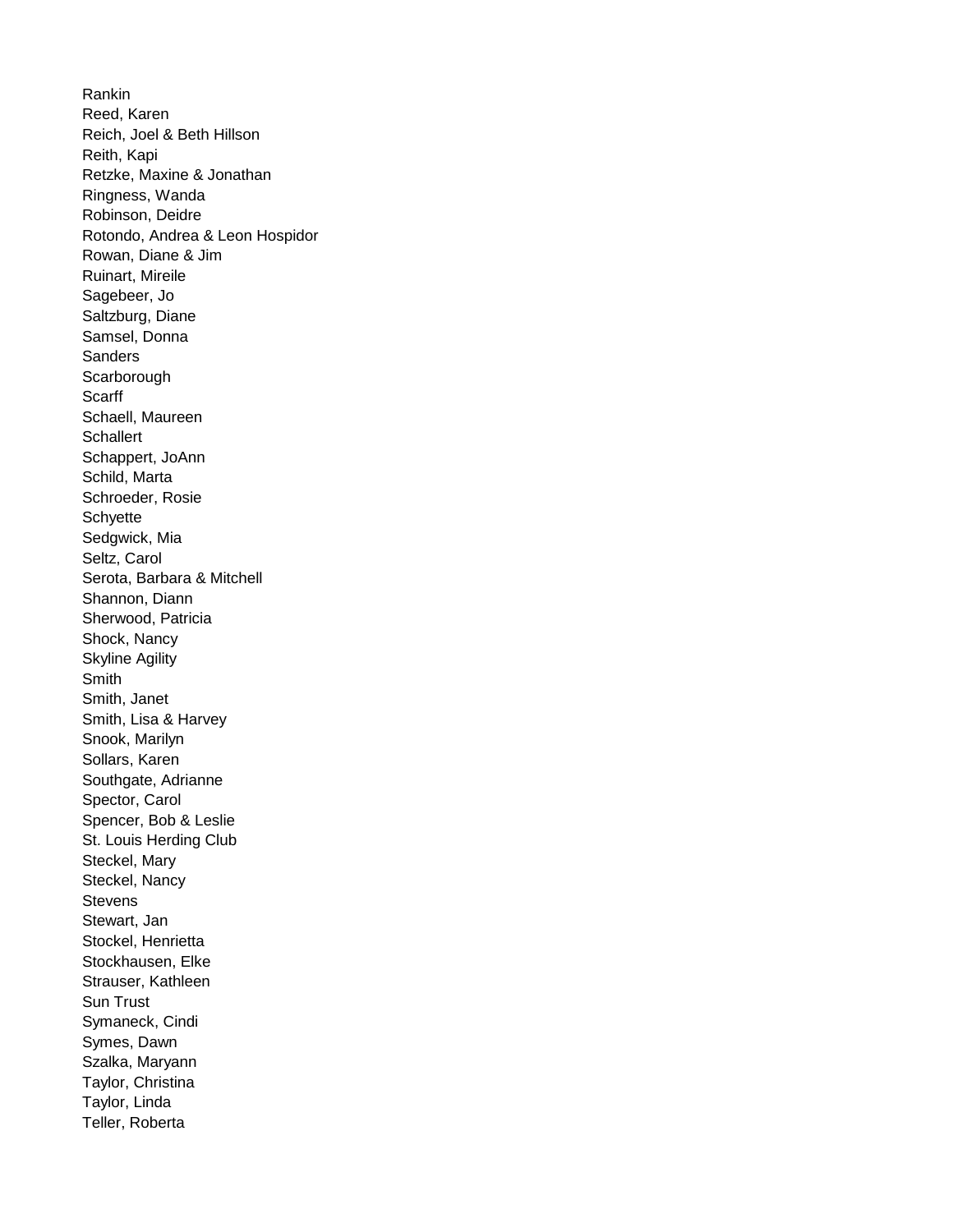Rankin  
Reed, Karen  
Reich, Joel & Beth Hillson  
Reith, Kapi  
Retzke, Maxine & Jonathan  
Ringness, Wanda  
Robinson, Deidre  
Rotondo, Andrea & Leon Hospidor  
Rowan, Diane & Jim  
Ruinart, Mireile  
Sagebeer, Jo  
Saltzburg, Diane  
Samsel, Donna  
Sanders  
Scarborough  
Scarff  
Schaell, Maureen  
Schallert  
Schappert, JoAnn  
Schild, Marta  
Schroeder, Rosie  
Schyette  
Sedgwick, Mia  
Seltz, Carol  
Serota, Barbara & Mitchell  
Shannon, Diann  
Sherwood, Patricia  
Shock, Nancy  
Skyline Agility  
Smith  
Smith, Janet  
Smith, Lisa & Harvey  
Snook, Marilyn  
Sollars, Karen  
Southgate, Adrianne  
Spector, Carol  
Spencer, Bob & Leslie  
St. Louis Herding Club  
Steckel, Mary  
Steckel, Nancy  
Stevens  
Stewart, Jan  
Stockel, Henrietta  
Stockhausen, Elke  
Strauser, Kathleen  
Sun Trust  
Symaneck, Cindi  
Symes, Dawn  
Szalka, Maryann  
Taylor, Christina  
Taylor, Linda  
Teller, Roberta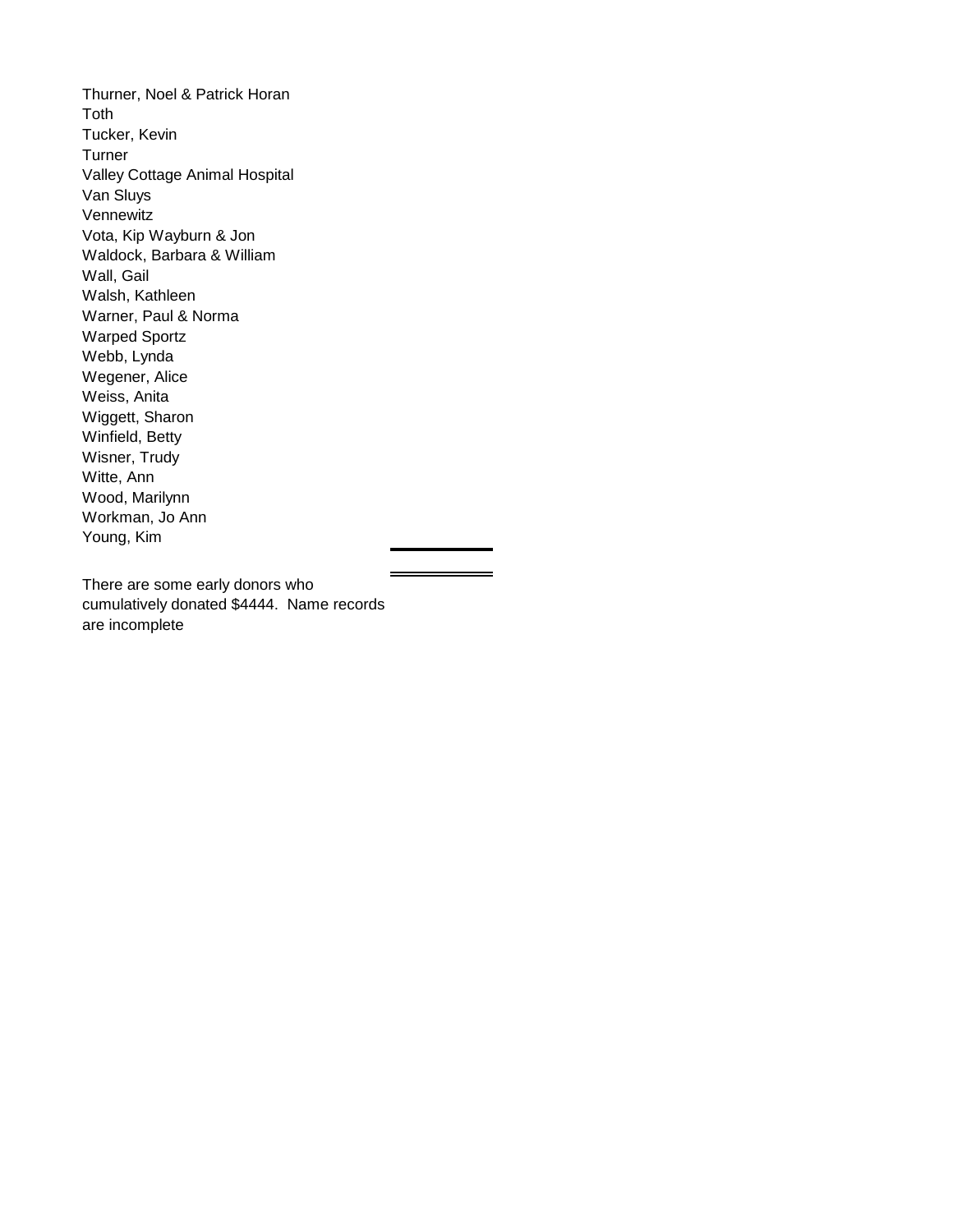Thurner, Noel & Patrick Horan
Toth
Tucker, Kevin
Turner
Valley Cottage Animal Hospital
Van Sluys
Vennewitz
Vota, Kip Wayburn & Jon
Waldock, Barbara & William
Wall, Gail
Walsh, Kathleen
Warner, Paul & Norma
Warped Sportz
Webb, Lynda
Wegener, Alice
Weiss, Anita
Wiggett, Sharon
Winfield, Betty
Wisner, Trudy
Witte, Ann
Wood, Marilynn
Workman, Jo Ann
Young, Kim

There are some early donors who cumulatively donated $4444. Name records are incomplete